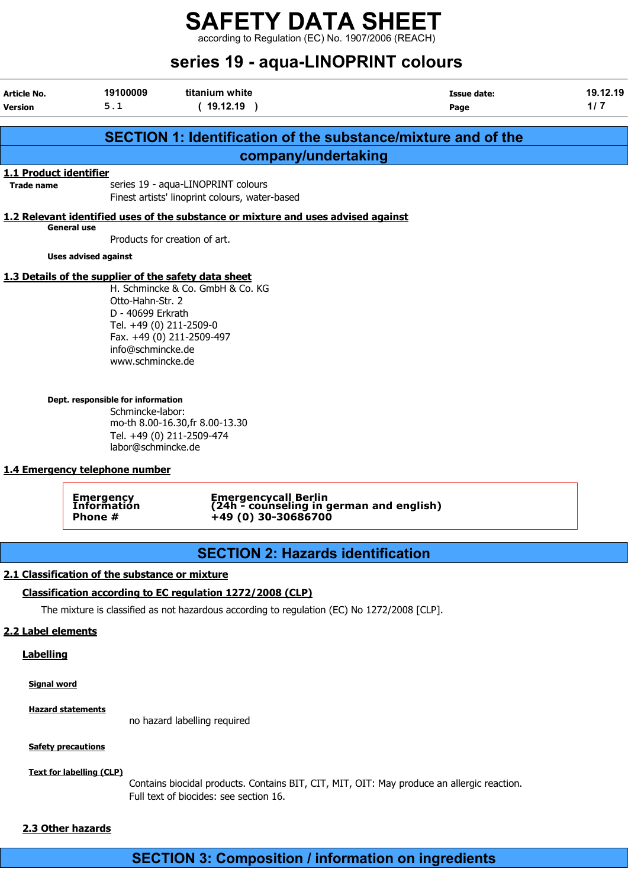# SAFETY DATA SHEET

according to Regulation (EC) No. 1907/2006 (REACH)

# series 19 - aqua-LINOPRINT colours

| Article No. | 19100009 | titanium white | Issue date: | 19.12.19 |
|---|---|---|---|---|
| Version | 5.1 | ( 19.12.19 ) | Page | 1/ 7 |

## SECTION 1: Identification of the substance/mixture and of the company/undertaking

### 1.1 Product identifier

**Trade name**

series 19 - aqua-LINOPRINT colours
Finest artists' linoprint colours, water-based

### 1.2 Relevant identified uses of the substance or mixture and uses advised against

**General use**

Products for creation of art.

**Uses advised against**

### 1.3 Details of the supplier of the safety data sheet

H. Schmincke & Co. GmbH & Co. KG
Otto-Hahn-Str. 2
D - 40699 Erkrath
Tel. +49 (0) 211-2509-0
Fax. +49 (0) 211-2509-497
info@schmincke.de
www.schmincke.de

**Dept. responsible for information**

Schmincke-labor:
mo-th 8.00-16.30,fr 8.00-13.30
Tel. +49 (0) 211-2509-474
labor@schmincke.de

### 1.4 Emergency telephone number

| Emergency Information Phone # | Emergencycall Berlin (24h - counseling in german and english) +49 (0) 30-30686700 |
|---|---|

## SECTION 2: Hazards identification

### 2.1 Classification of the substance or mixture

**Classification according to EC regulation 1272/2008 (CLP)**

The mixture is classified as not hazardous according to regulation (EC) No 1272/2008 [CLP].

### 2.2 Label elements

**Labelling**

**Signal word**

**Hazard statements**

no hazard labelling required

**Safety precautions**

**Text for labelling (CLP)**

Contains biocidal products. Contains BIT, CIT, MIT, OIT: May produce an allergic reaction.
Full text of biocides: see section 16.

### 2.3 Other hazards

## SECTION 3: Composition / information on ingredients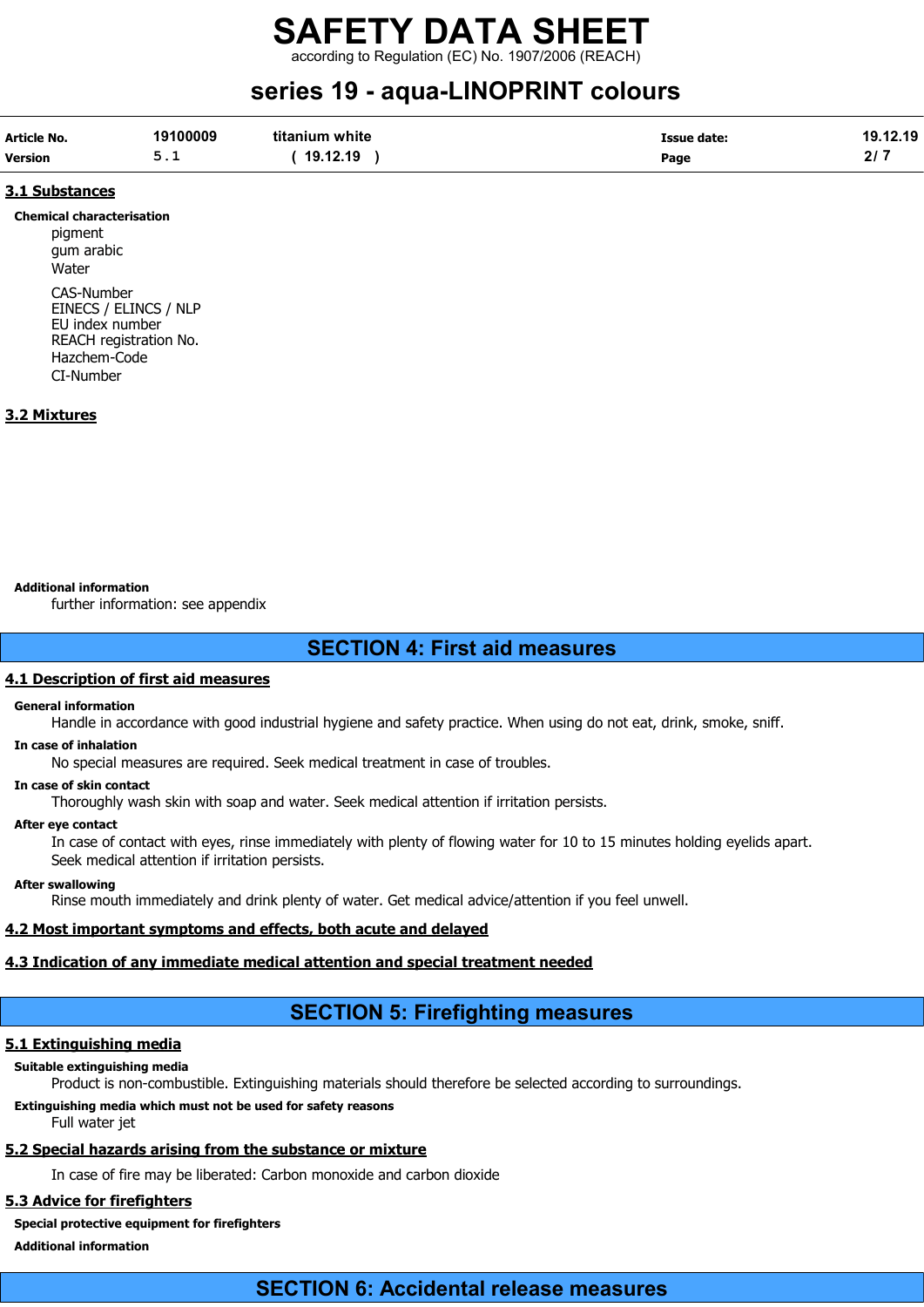### 3.1 Substances

**Chemical characterisation**

pigment
gum arabic
Water

CAS-Number
EINECS / ELINCS / NLP
EU index number
REACH registration No.
Hazchem-Code
CI-Number

### 3.2 Mixtures

**Additional information**

further information: see appendix

## SECTION 4: First aid measures

### 4.1 Description of first aid measures

**General information**

Handle in accordance with good industrial hygiene and safety practice. When using do not eat, drink, smoke, sniff.

**In case of inhalation**

No special measures are required. Seek medical treatment in case of troubles.

**In case of skin contact**

Thoroughly wash skin with soap and water. Seek medical attention if irritation persists.

**After eye contact**

In case of contact with eyes, rinse immediately with plenty of flowing water for 10 to 15 minutes holding eyelids apart. Seek medical attention if irritation persists.

**After swallowing**

Rinse mouth immediately and drink plenty of water. Get medical advice/attention if you feel unwell.

### 4.2 Most important symptoms and effects, both acute and delayed

### 4.3 Indication of any immediate medical attention and special treatment needed

## SECTION 5: Firefighting measures

### 5.1 Extinguishing media

**Suitable extinguishing media**

Product is non-combustible. Extinguishing materials should therefore be selected according to surroundings.

**Extinguishing media which must not be used for safety reasons**

Full water jet

### 5.2 Special hazards arising from the substance or mixture

In case of fire may be liberated: Carbon monoxide and carbon dioxide

### 5.3 Advice for firefighters

**Special protective equipment for firefighters**

**Additional information**

## SECTION 6: Accidental release measures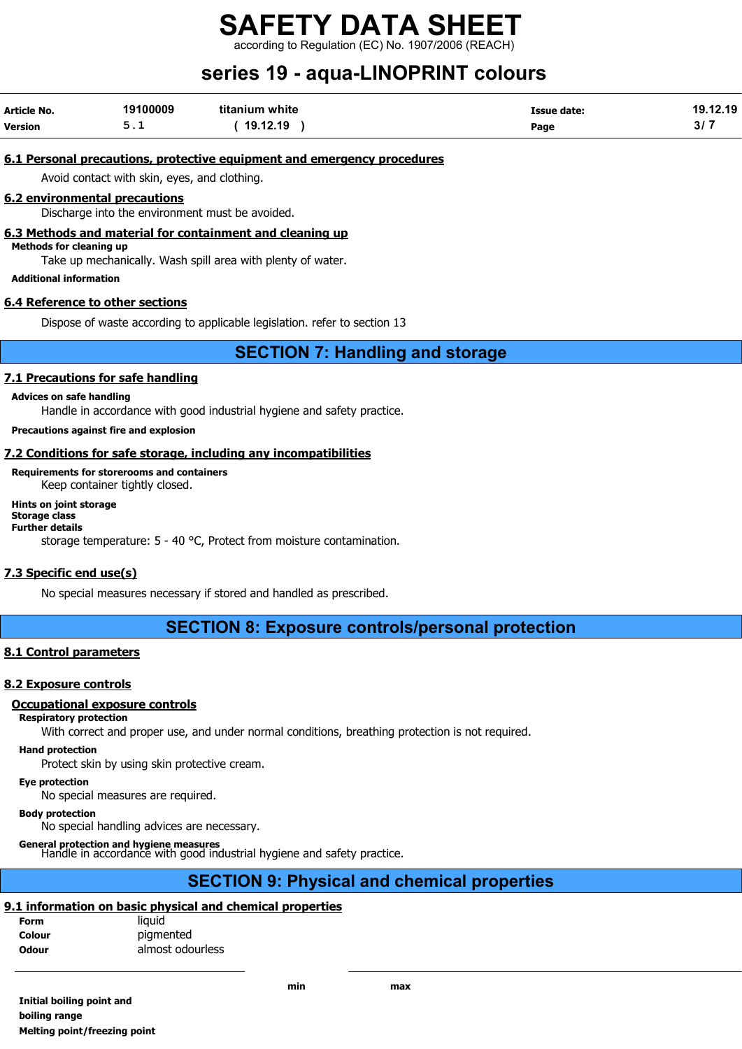### 6.1 Personal precautions, protective equipment and emergency procedures

Avoid contact with skin, eyes, and clothing.

### 6.2 environmental precautions

Discharge into the environment must be avoided.

### 6.3 Methods and material for containment and cleaning up

**Methods for cleaning up**

Take up mechanically. Wash spill area with plenty of water.

**Additional information**

### 6.4 Reference to other sections

Dispose of waste according to applicable legislation. refer to section 13

## SECTION 7: Handling and storage

### 7.1 Precautions for safe handling

**Advices on safe handling**

Handle in accordance with good industrial hygiene and safety practice.

**Precautions against fire and explosion**

### 7.2 Conditions for safe storage, including any incompatibilities

**Requirements for storerooms and containers**

Keep container tightly closed.

**Hints on joint storage**

**Storage class**

**Further details**

storage temperature: 5 - 40 °C, Protect from moisture contamination.

### 7.3 Specific end use(s)

No special measures necessary if stored and handled as prescribed.

## SECTION 8: Exposure controls/personal protection

### 8.1 Control parameters

### 8.2 Exposure controls

#### Occupational exposure controls

**Respiratory protection**

With correct and proper use, and under normal conditions, breathing protection is not required.

**Hand protection**

Protect skin by using skin protective cream.

**Eye protection**

No special measures are required.

**Body protection**

No special handling advices are necessary.

**General protection and hygiene measures**

Handle in accordance with good industrial hygiene and safety practice.

## SECTION 9: Physical and chemical properties

### 9.1 information on basic physical and chemical properties

| | |
|---|---|
| **Form** | liquid |
| **Colour** | pigmented |
| **Odour** | almost odourless |

| | min | max |
|---|---|---|
| **Initial boiling point and boiling range** | | |
| **Melting point/freezing point** | | |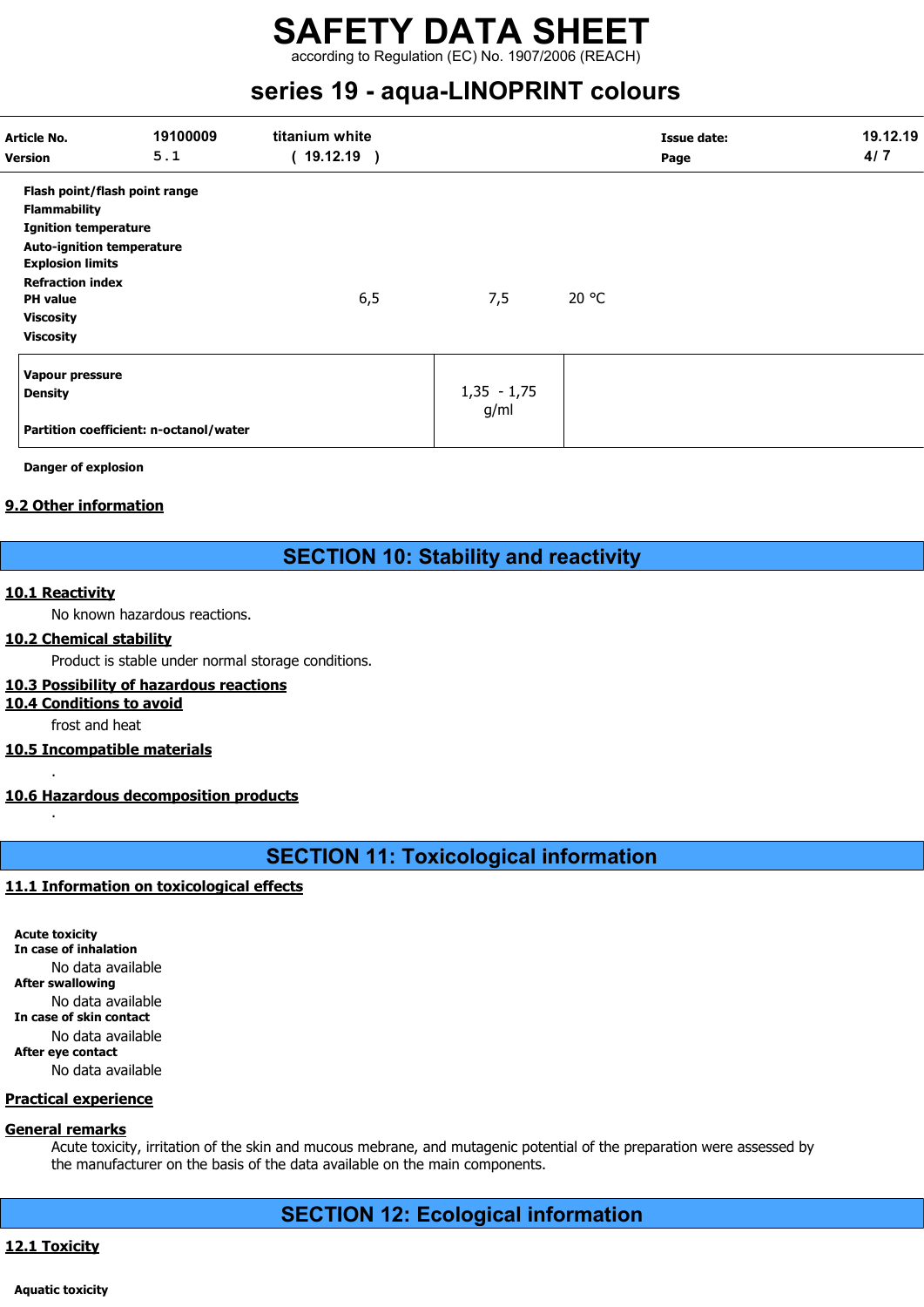| | | | |
|---|---|---|---|
| **Flash point/flash point range** | | | |
| **Flammability** | | | |
| **Ignition temperature** | | | |
| **Auto-ignition temperature** | | | |
| **Explosion limits** | | | |
| **Refraction index** | | | |
| **PH value** | 6,5 | 7,5 | 20 °C |
| **Viscosity** | | | |
| **Viscosity** | | | |

| | | |
|---|---|---|
| **Vapour pressure** | | |
| **Density** | 1,35 - 1,75 g/ml | |
| **Partition coefficient: n-octanol/water** | | |

**Danger of explosion**

## 9.2 Other information

# SECTION 10: Stability and reactivity

## 10.1 Reactivity

No known hazardous reactions.

## 10.2 Chemical stability

Product is stable under normal storage conditions.

## 10.3 Possibility of hazardous reactions

## 10.4 Conditions to avoid

frost and heat

## 10.5 Incompatible materials

.

## 10.6 Hazardous decomposition products

.

# SECTION 11: Toxicological information

## 11.1 Information on toxicological effects

**Acute toxicity**
**In case of inhalation**
No data available
**After swallowing**
No data available
**In case of skin contact**
No data available
**After eye contact**
No data available

## Practical experience

## General remarks

Acute toxicity, irritation of the skin and mucous mebrane, and mutagenic potential of the preparation were assessed by the manufacturer on the basis of the data available on the main components.

# SECTION 12: Ecological information

## 12.1 Toxicity

**Aquatic toxicity**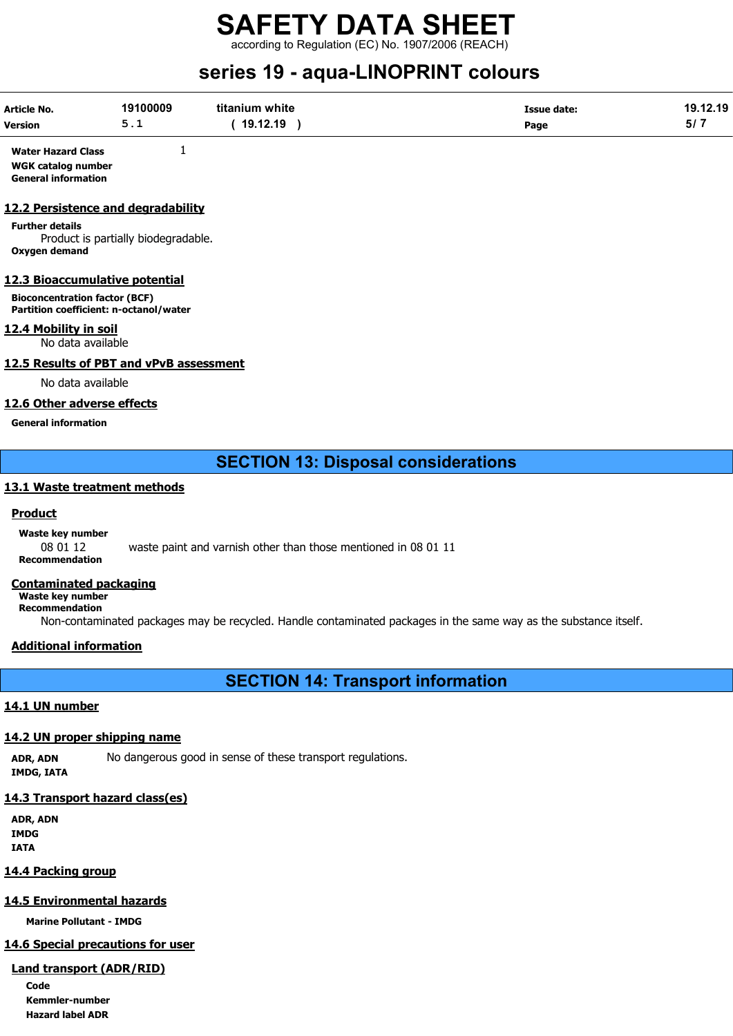**Water Hazard Class** 1

**WGK catalog number**

**General information**

### 12.2 Persistence and degradability

**Further details**

Product is partially biodegradable.

**Oxygen demand**

### 12.3 Bioaccumulative potential

**Bioconcentration factor (BCF)**

**Partition coefficient: n-octanol/water**

### 12.4 Mobility in soil

No data available

### 12.5 Results of PBT and vPvB assessment

No data available

### 12.6 Other adverse effects

**General information**

## SECTION 13: Disposal considerations

### 13.1 Waste treatment methods

**Product**

**Waste key number**

08 01 12 waste paint and varnish other than those mentioned in 08 01 11

**Recommendation**

**Contaminated packaging**

**Waste key number**

**Recommendation**

Non-contaminated packages may be recycled. Handle contaminated packages in the same way as the substance itself.

**Additional information**

## SECTION 14: Transport information

### 14.1 UN number

### 14.2 UN proper shipping name

**ADR, ADN** No dangerous good in sense of these transport regulations.

**IMDG, IATA**

### 14.3 Transport hazard class(es)

**ADR, ADN**

**IMDG**

**IATA**

### 14.4 Packing group

### 14.5 Environmental hazards

**Marine Pollutant - IMDG**

### 14.6 Special precautions for user

**Land transport (ADR/RID)**

**Code**

**Kemmler-number**

**Hazard label ADR**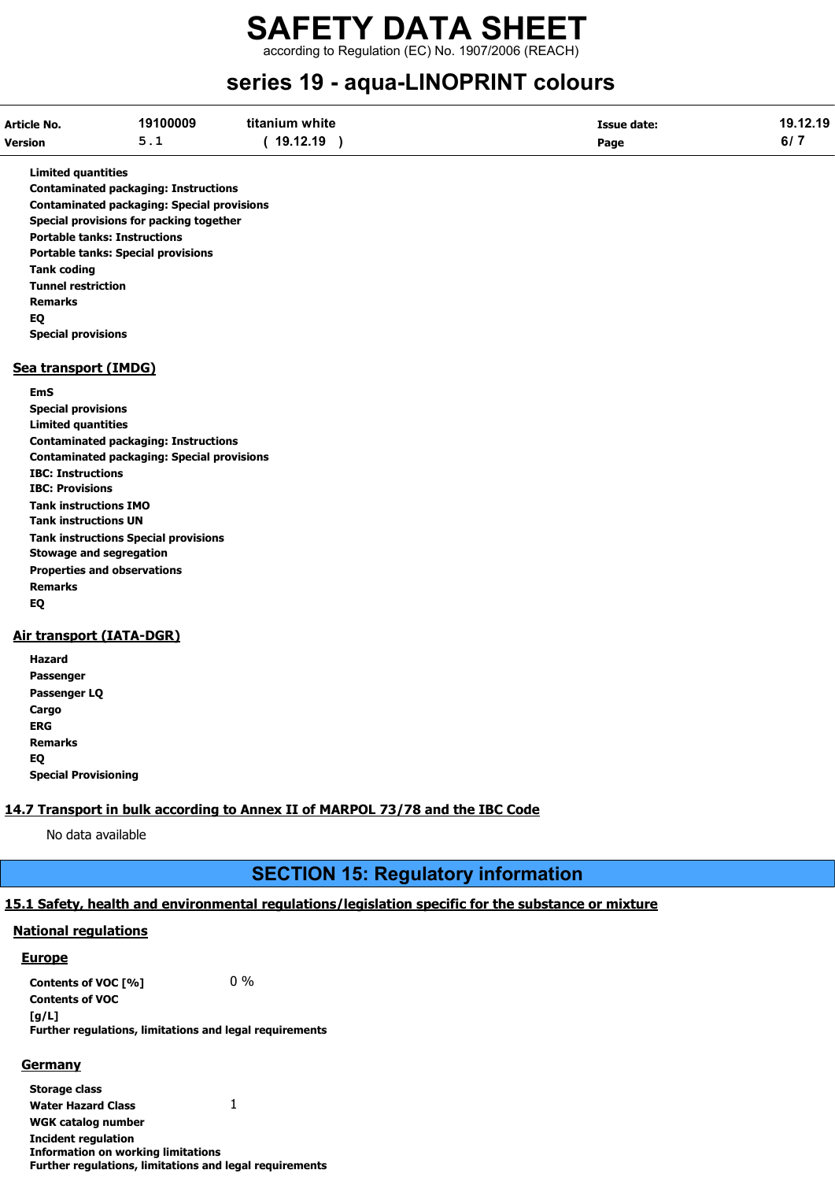**Limited quantities**
**Contaminated packaging: Instructions**
**Contaminated packaging: Special provisions**
**Special provisions for packing together**
**Portable tanks: Instructions**
**Portable tanks: Special provisions**
**Tank coding**
**Tunnel restriction**
**Remarks**
**EQ**
**Special provisions**

### Sea transport (IMDG)

**EmS**
**Special provisions**
**Limited quantities**
**Contaminated packaging: Instructions**
**Contaminated packaging: Special provisions**
**IBC: Instructions**
**IBC: Provisions**
**Tank instructions IMO**
**Tank instructions UN**
**Tank instructions Special provisions**
**Stowage and segregation**
**Properties and observations**
**Remarks**
**EQ**

### Air transport (IATA-DGR)

**Hazard**
**Passenger**
**Passenger LQ**
**Cargo**
**ERG**
**Remarks**
**EQ**
**Special Provisioning**

### 14.7 Transport in bulk according to Annex II of MARPOL 73/78 and the IBC Code

No data available

## SECTION 15: Regulatory information

### 15.1 Safety, health and environmental regulations/legislation specific for the substance or mixture

#### National regulations

##### Europe

**Contents of VOC [%]** 0 %
**Contents of VOC [g/L]**
**Further regulations, limitations and legal requirements**

##### Germany

**Storage class**
**Water Hazard Class** 1
**WGK catalog number**
**Incident regulation**
**Information on working limitations**
**Further regulations, limitations and legal requirements**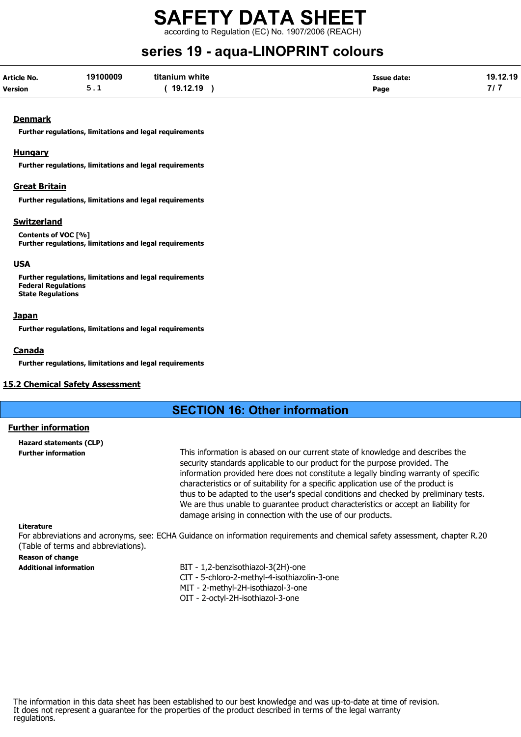#### Denmark

**Further regulations, limitations and legal requirements**

#### Hungary

**Further regulations, limitations and legal requirements**

#### Great Britain

**Further regulations, limitations and legal requirements**

#### Switzerland

**Contents of VOC [%]**
**Further regulations, limitations and legal requirements**

#### USA

**Further regulations, limitations and legal requirements**
**Federal Regulations**
**State Regulations**

#### Japan

**Further regulations, limitations and legal requirements**

#### Canada

**Further regulations, limitations and legal requirements**

### 15.2 Chemical Safety Assessment

## SECTION 16: Other information

### Further information

**Hazard statements (CLP)**

**Further information**

This information is abased on our current state of knowledge and describes the security standards applicable to our product for the purpose provided. The information provided here does not constitute a legally binding warranty of specific characteristics or of suitability for a specific application use of the product is thus to be adapted to the user's special conditions and checked by preliminary tests. We are thus unable to guarantee product characteristics or accept an liability for damage arising in connection with the use of our products.

**Literature**

For abbreviations and acronyms, see: ECHA Guidance on information requirements and chemical safety assessment, chapter R.20 (Table of terms and abbreviations).

**Reason of change**

**Additional information**

BIT - 1,2-benzisothiazol-3(2H)-one
CIT - 5-chloro-2-methyl-4-isothiazolin-3-one
MIT - 2-methyl-2H-isothiazol-3-one
OIT - 2-octyl-2H-isothiazol-3-one

The information in this data sheet has been established to our best knowledge and was up-to-date at time of revision. It does not represent a guarantee for the properties of the product described in terms of the legal warranty regulations.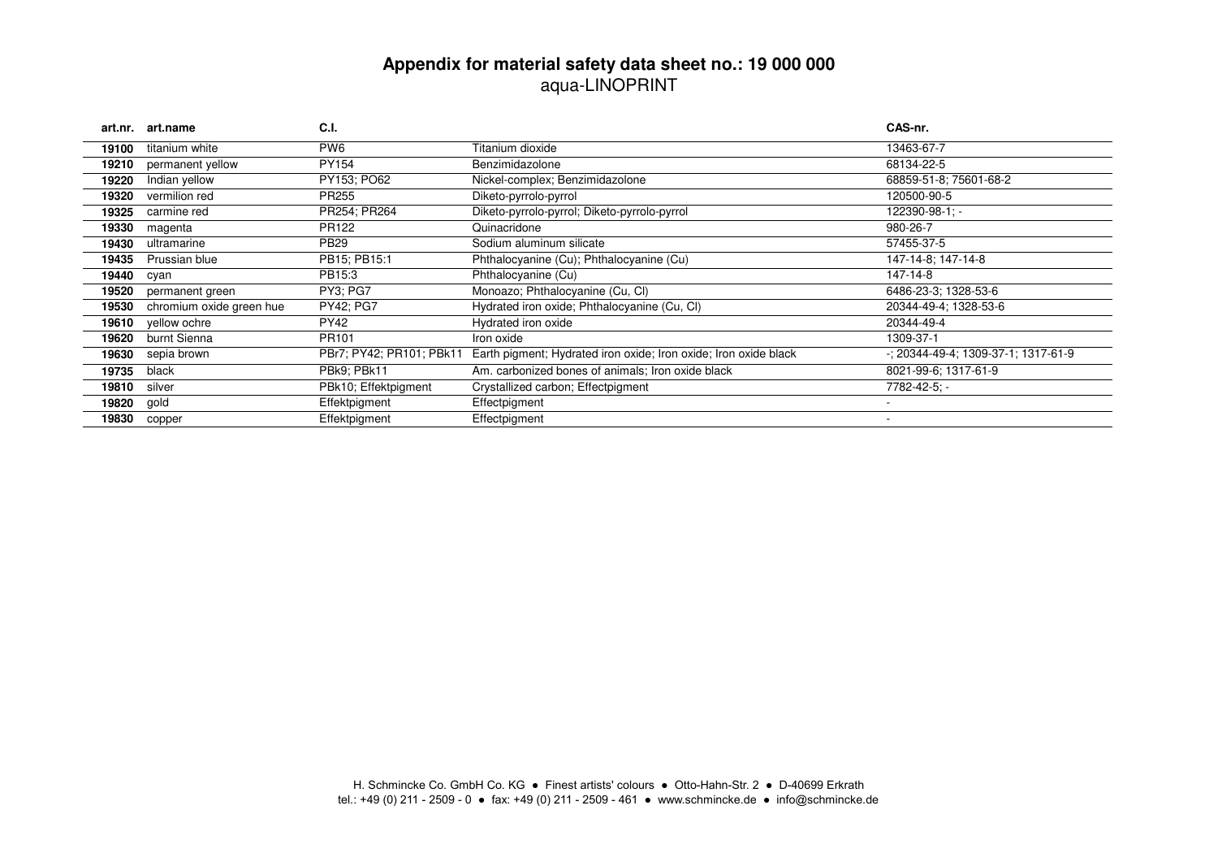# Appendix for material safety data sheet no.: 19 000 000

aqua-LINOPRINT

| art.nr. | art.name | C.I. | | CAS-nr. |
|---|---|---|---|---|
| **19100** | titanium white | PW6 | Titanium dioxide | 13463-67-7 |
| **19210** | permanent yellow | PY154 | Benzimidazolone | 68134-22-5 |
| **19220** | Indian yellow | PY153; PO62 | Nickel-complex; Benzimidazolone | 68859-51-8; 75601-68-2 |
| **19320** | vermilion red | PR255 | Diketo-pyrrolo-pyrrol | 120500-90-5 |
| **19325** | carmine red | PR254; PR264 | Diketo-pyrrolo-pyrrol; Diketo-pyrrolo-pyrrol | 122390-98-1; - |
| **19330** | magenta | PR122 | Quinacridone | 980-26-7 |
| **19430** | ultramarine | PB29 | Sodium aluminum silicate | 57455-37-5 |
| **19435** | Prussian blue | PB15; PB15:1 | Phthalocyanine (Cu); Phthalocyanine (Cu) | 147-14-8; 147-14-8 |
| **19440** | cyan | PB15:3 | Phthalocyanine (Cu) | 147-14-8 |
| **19520** | permanent green | PY3; PG7 | Monoazo; Phthalocyanine (Cu, Cl) | 6486-23-3; 1328-53-6 |
| **19530** | chromium oxide green hue | PY42; PG7 | Hydrated iron oxide; Phthalocyanine (Cu, Cl) | 20344-49-4; 1328-53-6 |
| **19610** | yellow ochre | PY42 | Hydrated iron oxide | 20344-49-4 |
| **19620** | burnt Sienna | PR101 | Iron oxide | 1309-37-1 |
| **19630** | sepia brown | PBr7; PY42; PR101; PBk11 | Earth pigment; Hydrated iron oxide; Iron oxide; Iron oxide black | -; 20344-49-4; 1309-37-1; 1317-61-9 |
| **19735** | black | PBk9; PBk11 | Am. carbonized bones of animals; Iron oxide black | 8021-99-6; 1317-61-9 |
| **19810** | silver | PBk10; Effektpigment | Crystallized carbon; Effectpigment | 7782-42-5; - |
| **19820** | gold | Effektpigment | Effectpigment | - |
| **19830** | copper | Effektpigment | Effectpigment | - |

H. Schmincke Co. GmbH Co. KG ● Finest artists' colours ● Otto-Hahn-Str. 2 ● D-40699 Erkrath
tel.: +49 (0) 211 - 2509 - 0 ● fax: +49 (0) 211 - 2509 - 461 ● www.schmincke.de ● info@schmincke.de